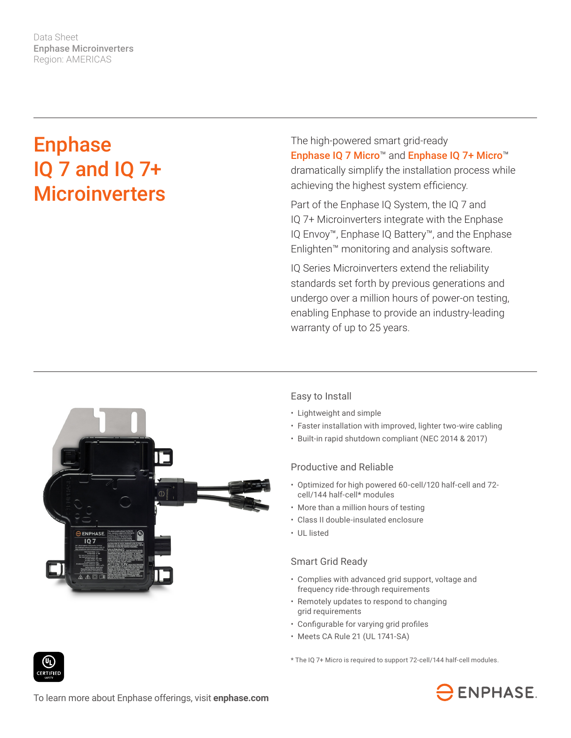Data Sheet
**Enphase Microinverters**
Region: AMERICAS

# Enphase IQ 7 and IQ 7+ Microinverters

The high-powered smart grid-ready **Enphase IQ 7 Micro™** and **Enphase IQ 7+ Micro™** dramatically simplify the installation process while achieving the highest system efficiency.

Part of the Enphase IQ System, the IQ 7 and IQ 7+ Microinverters integrate with the Enphase IQ Envoy™, Enphase IQ Battery™, and the Enphase Enlighten™ monitoring and analysis software.

IQ Series Microinverters extend the reliability standards set forth by previous generations and undergo over a million hours of power-on testing, enabling Enphase to provide an industry-leading warranty of up to 25 years.

## Easy to Install

- Lightweight and simple
- Faster installation with improved, lighter two-wire cabling
- Built-in rapid shutdown compliant (NEC 2014 & 2017)

## Productive and Reliable

- Optimized for high powered 60-cell/120 half-cell and 72-cell/144 half-cell* modules
- More than a million hours of testing
- Class II double-insulated enclosure
- UL listed

## Smart Grid Ready

- Complies with advanced grid support, voltage and frequency ride-through requirements
- Remotely updates to respond to changing grid requirements
- Configurable for varying grid profiles
- Meets CA Rule 21 (UL 1741-SA)

* The IQ 7+ Micro is required to support 72-cell/144 half-cell modules.

To learn more about Enphase offerings, visit **enphase.com**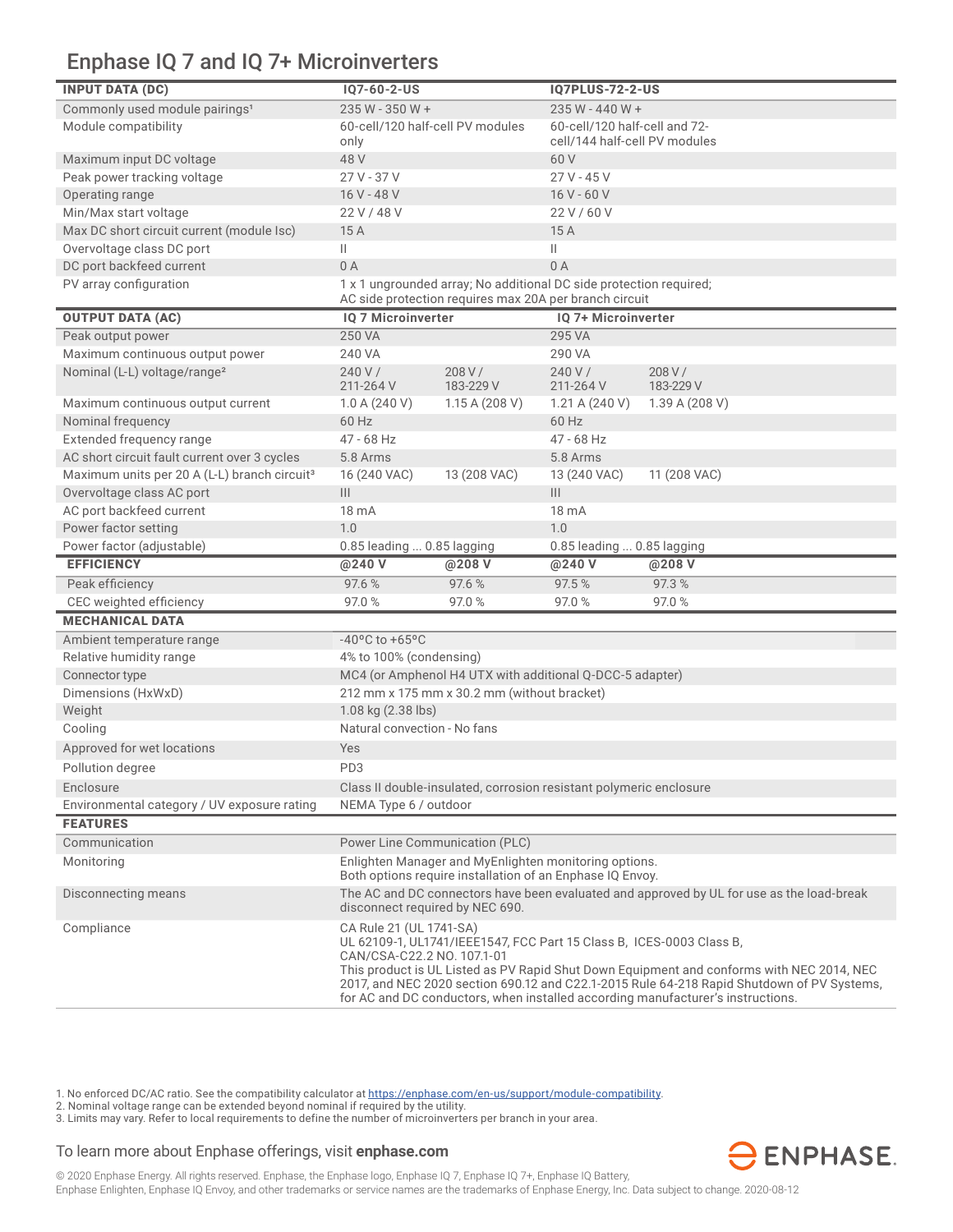# Enphase IQ 7 and IQ 7+ Microinverters

| INPUT DATA (DC) | IQ7-60-2-US | | IQ7PLUS-72-2-US | |
|---|---|---|---|---|
| Commonly used module pairings[1] | 235 W - 350 W + | | 235 W - 440 W + | |
| Module compatibility | 60-cell/120 half-cell PV modules only | | 60-cell/120 half-cell and 72-cell/144 half-cell PV modules | |
| Maximum input DC voltage | 48 V | | 60 V | |
| Peak power tracking voltage | 27 V - 37 V | | 27 V - 45 V | |
| Operating range | 16 V - 48 V | | 16 V - 60 V | |
| Min/Max start voltage | 22 V / 48 V | | 22 V / 60 V | |
| Max DC short circuit current (module Isc) | 15 A | | 15 A | |
| Overvoltage class DC port | II | | II | |
| DC port backfeed current | 0 A | | 0 A | |
| PV array configuration | 1 x 1 ungrounded array; No additional DC side protection required; AC side protection requires max 20A per branch circuit | | | |
| **OUTPUT DATA (AC)** | **IQ 7 Microinverter** | | **IQ 7+ Microinverter** | |
| Peak output power | 250 VA | | 295 VA | |
| Maximum continuous output power | 240 VA | | 290 VA | |
| Nominal (L-L) voltage/range[2] | 240 V / 211-264 V | 208 V / 183-229 V | 240 V / 211-264 V | 208 V / 183-229 V |
| Maximum continuous output current | 1.0 A (240 V) | 1.15 A (208 V) | 1.21 A (240 V) | 1.39 A (208 V) |
| Nominal frequency | 60 Hz | | 60 Hz | |
| Extended frequency range | 47 - 68 Hz | | 47 - 68 Hz | |
| AC short circuit fault current over 3 cycles | 5.8 Arms | | 5.8 Arms | |
| Maximum units per 20 A (L-L) branch circuit[3] | 16 (240 VAC) | 13 (208 VAC) | 13 (240 VAC) | 11 (208 VAC) |
| Overvoltage class AC port | III | | III | |
| AC port backfeed current | 18 mA | | 18 mA | |
| Power factor setting | 1.0 | | 1.0 | |
| Power factor (adjustable) | 0.85 leading ... 0.85 lagging | | 0.85 leading ... 0.85 lagging | |
| **EFFICIENCY** | **@240 V** | **@208 V** | **@240 V** | **@208 V** |
| Peak efficiency | 97.6 % | 97.6 % | 97.5 % | 97.3 % |
| CEC weighted efficiency | 97.0 % | 97.0 % | 97.0 % | 97.0 % |
| **MECHANICAL DATA** | | | | |
| Ambient temperature range | -40ºC to +65ºC | | | |
| Relative humidity range | 4% to 100% (condensing) | | | |
| Connector type | MC4 (or Amphenol H4 UTX with additional Q-DCC-5 adapter) | | | |
| Dimensions (HxWxD) | 212 mm x 175 mm x 30.2 mm (without bracket) | | | |
| Weight | 1.08 kg (2.38 lbs) | | | |
| Cooling | Natural convection - No fans | | | |
| Approved for wet locations | Yes | | | |
| Pollution degree | PD3 | | | |
| Enclosure | Class II double-insulated, corrosion resistant polymeric enclosure | | | |
| Environmental category / UV exposure rating | NEMA Type 6 / outdoor | | | |
| **FEATURES** | | | | |
| Communication | Power Line Communication (PLC) | | | |
| Monitoring | Enlighten Manager and MyEnlighten monitoring options. Both options require installation of an Enphase IQ Envoy. | | | |
| Disconnecting means | The AC and DC connectors have been evaluated and approved by UL for use as the load-break disconnect required by NEC 690. | | | |
| Compliance | CA Rule 21 (UL 1741-SA) UL 62109-1, UL1741/IEEE1547, FCC Part 15 Class B, ICES-0003 Class B, CAN/CSA-C22.2 NO. 107.1-01 This product is UL Listed as PV Rapid Shut Down Equipment and conforms with NEC 2014, NEC 2017, and NEC 2020 section 690.12 and C22.1-2015 Rule 64-218 Rapid Shutdown of PV Systems, for AC and DC conductors, when installed according manufacturer's instructions. | | | |

1. No enforced DC/AC ratio. See the compatibility calculator at https://enphase.com/en-us/support/module-compatibility.
2. Nominal voltage range can be extended beyond nominal if required by the utility.
3. Limits may vary. Refer to local requirements to define the number of microinverters per branch in your area.

To learn more about Enphase offerings, visit **enphase.com**

ENPHASE.

© 2020 Enphase Energy. All rights reserved. Enphase, the Enphase logo, Enphase IQ 7, Enphase IQ 7+, Enphase IQ Battery, Enphase Enlighten, Enphase IQ Envoy, and other trademarks or service names are the trademarks of Enphase Energy, Inc. Data subject to change. 2020-08-12